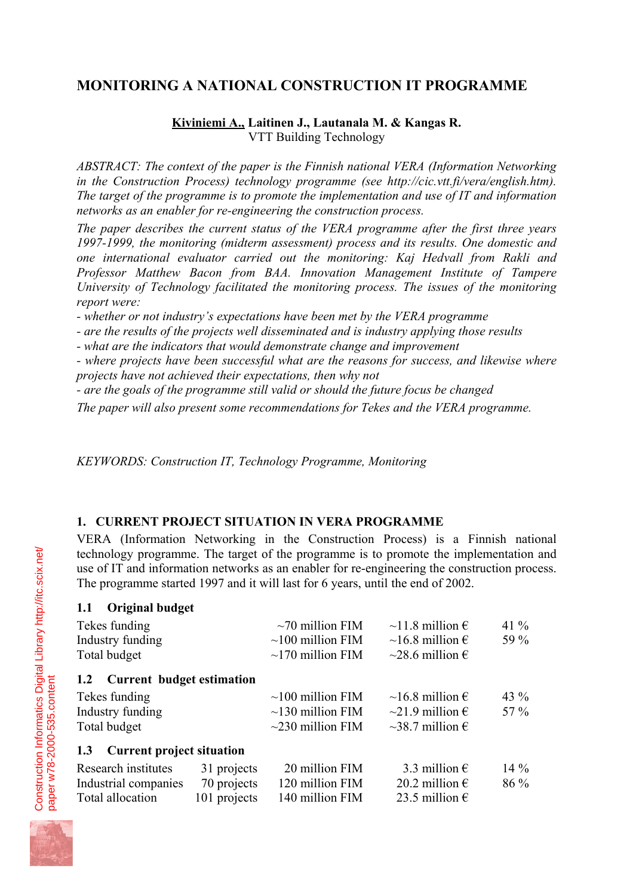# MONITORING A NATIONAL CONSTRUCTION IT PROGRAMME

**Kiviniemi A., Laitinen J., Lautanala M. & Kangas R.**
VTT Building Technology

*ABSTRACT: The context of the paper is the Finnish national VERA (Information Networking in the Construction Process) technology programme (see http://cic.vtt.fi/vera/english.htm). The target of the programme is to promote the implementation and use of IT and information networks as an enabler for re-engineering the construction process.*

*The paper describes the current status of the VERA programme after the first three years 1997-1999, the monitoring (midterm assessment) process and its results. One domestic and one international evaluator carried out the monitoring: Kaj Hedvall from Rakli and Professor Matthew Bacon from BAA. Innovation Management Institute of Tampere University of Technology facilitated the monitoring process. The issues of the monitoring report were:*

- *whether or not industry's expectations have been met by the VERA programme*
- *are the results of the projects well disseminated and is industry applying those results*
- *what are the indicators that would demonstrate change and improvement*
- *where projects have been successful what are the reasons for success, and likewise where projects have not achieved their expectations, then why not*
- *are the goals of the programme still valid or should the future focus be changed*

*The paper will also present some recommendations for Tekes and the VERA programme.*

*KEYWORDS: Construction IT, Technology Programme, Monitoring*

## 1. CURRENT PROJECT SITUATION IN VERA PROGRAMME

VERA (Information Networking in the Construction Process) is a Finnish national technology programme. The target of the programme is to promote the implementation and use of IT and information networks as an enabler for re-engineering the construction process. The programme started 1997 and it will last for 6 years, until the end of 2002.

### 1.1 Original budget

| | | | |
|---|---|---|---|
| Tekes funding | ~70 million FIM | ~11.8 million € | 41 % |
| Industry funding | ~100 million FIM | ~16.8 million € | 59 % |
| Total budget | ~170 million FIM | ~28.6 million € | |

### 1.2 Current budget estimation

| | | | |
|---|---|---|---|
| Tekes funding | ~100 million FIM | ~16.8 million € | 43 % |
| Industry funding | ~130 million FIM | ~21.9 million € | 57 % |
| Total budget | ~230 million FIM | ~38.7 million € | |

### 1.3 Current project situation

| | | | | |
|---|---|---|---|---|
| Research institutes | 31 projects | 20 million FIM | 3.3 million € | 14 % |
| Industrial companies | 70 projects | 120 million FIM | 20.2 million € | 86 % |
| Total allocation | 101 projects | 140 million FIM | 23.5 million € | |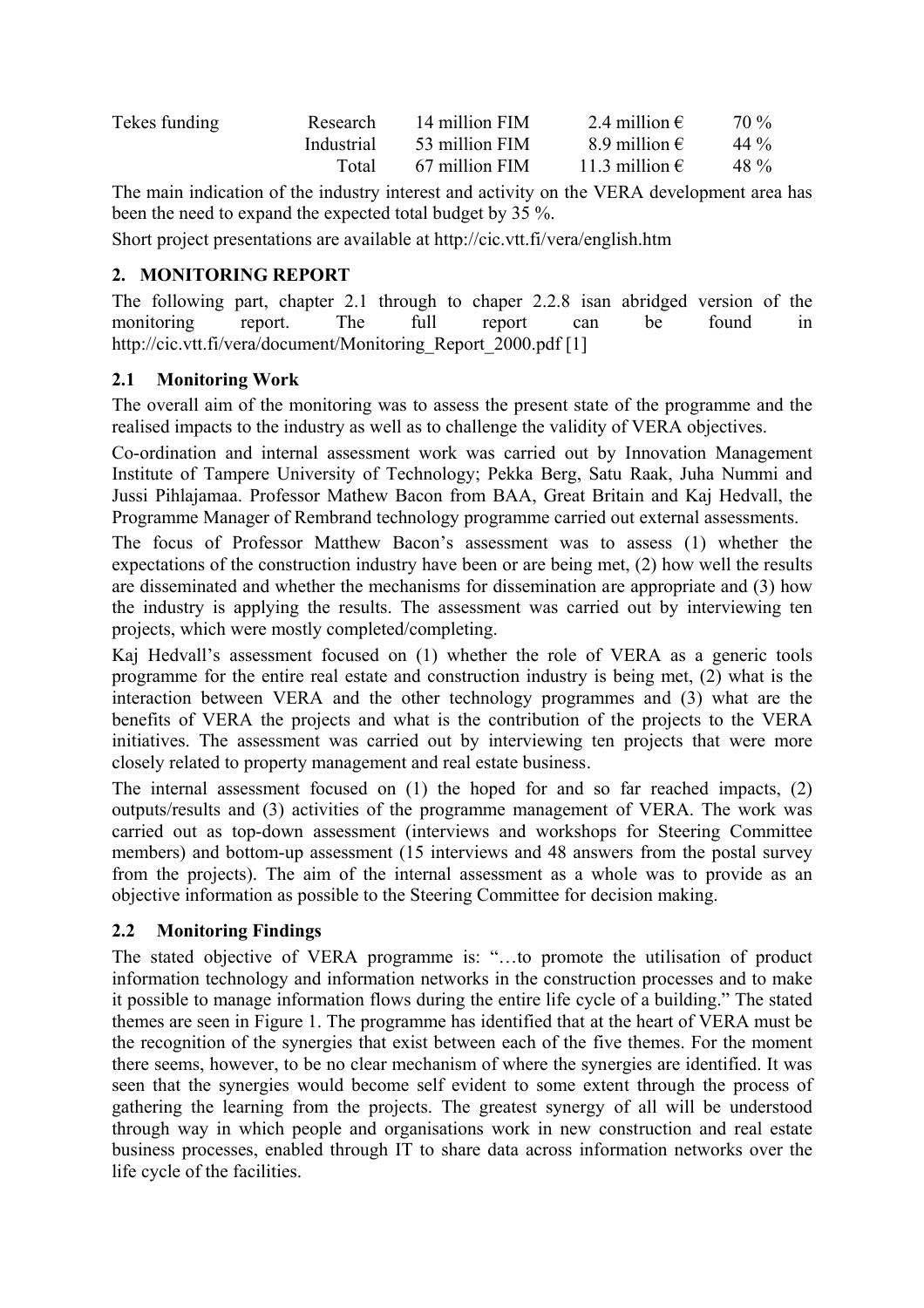| | | | | |
|---|---|---|---|---|
| Tekes funding | Research | 14 million FIM | 2.4 million € | 70 % |
| | Industrial | 53 million FIM | 8.9 million € | 44 % |
| | Total | 67 million FIM | 11.3 million € | 48 % |

The main indication of the industry interest and activity on the VERA development area has been the need to expand the expected total budget by 35 %.

Short project presentations are available at http://cic.vtt.fi/vera/english.htm

## 2. MONITORING REPORT

The following part, chapter 2.1 through to chaper 2.2.8 isan abridged version of the monitoring report. The full report can be found in http://cic.vtt.fi/vera/document/Monitoring_Report_2000.pdf [1]

### 2.1 Monitoring Work

The overall aim of the monitoring was to assess the present state of the programme and the realised impacts to the industry as well as to challenge the validity of VERA objectives.

Co-ordination and internal assessment work was carried out by Innovation Management Institute of Tampere University of Technology; Pekka Berg, Satu Raak, Juha Nummi and Jussi Pihlajamaa. Professor Mathew Bacon from BAA, Great Britain and Kaj Hedvall, the Programme Manager of Rembrand technology programme carried out external assessments.

The focus of Professor Matthew Bacon's assessment was to assess (1) whether the expectations of the construction industry have been or are being met, (2) how well the results are disseminated and whether the mechanisms for dissemination are appropriate and (3) how the industry is applying the results. The assessment was carried out by interviewing ten projects, which were mostly completed/completing.

Kaj Hedvall's assessment focused on (1) whether the role of VERA as a generic tools programme for the entire real estate and construction industry is being met, (2) what is the interaction between VERA and the other technology programmes and (3) what are the benefits of VERA the projects and what is the contribution of the projects to the VERA initiatives. The assessment was carried out by interviewing ten projects that were more closely related to property management and real estate business.

The internal assessment focused on (1) the hoped for and so far reached impacts, (2) outputs/results and (3) activities of the programme management of VERA. The work was carried out as top-down assessment (interviews and workshops for Steering Committee members) and bottom-up assessment (15 interviews and 48 answers from the postal survey from the projects). The aim of the internal assessment as a whole was to provide as an objective information as possible to the Steering Committee for decision making.

### 2.2 Monitoring Findings

The stated objective of VERA programme is: "…to promote the utilisation of product information technology and information networks in the construction processes and to make it possible to manage information flows during the entire life cycle of a building." The stated themes are seen in Figure 1. The programme has identified that at the heart of VERA must be the recognition of the synergies that exist between each of the five themes. For the moment there seems, however, to be no clear mechanism of where the synergies are identified. It was seen that the synergies would become self evident to some extent through the process of gathering the learning from the projects. The greatest synergy of all will be understood through way in which people and organisations work in new construction and real estate business processes, enabled through IT to share data across information networks over the life cycle of the facilities.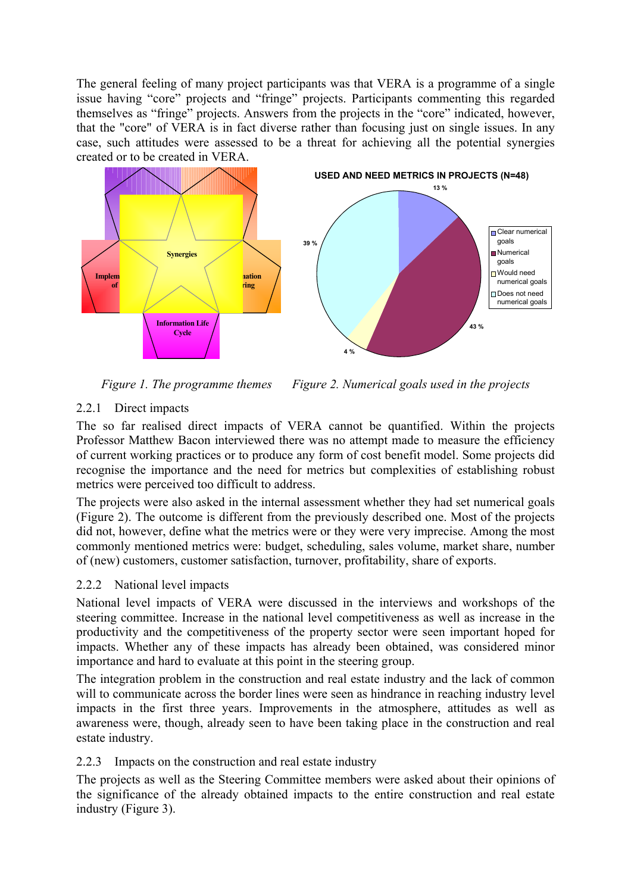The general feeling of many project participants was that VERA is a programme of a single issue having "core" projects and "fringe" projects. Participants commenting this regarded themselves as "fringe" projects. Answers from the projects in the "core" indicated, however, that the "core" of VERA is in fact diverse rather than focusing just on single issues. In any case, such attitudes were assessed to be a threat for achieving all the potential synergies created or to be created in VERA.

Synergies

Implem of

nation ring

Information Life Cycle

*Figure 1. The programme themes*

USED AND NEED METRICS IN PROJECTS (N=48)

13 %

39 %

43 %

4 %

Clear numerical goals

Numerical goals

Would need numerical goals

Does not need numerical goals

*Figure 2. Numerical goals used in the projects*

### 2.2.1 Direct impacts

The so far realised direct impacts of VERA cannot be quantified. Within the projects Professor Matthew Bacon interviewed there was no attempt made to measure the efficiency of current working practices or to produce any form of cost benefit model. Some projects did recognise the importance and the need for metrics but complexities of establishing robust metrics were perceived too difficult to address.

The projects were also asked in the internal assessment whether they had set numerical goals (Figure 2). The outcome is different from the previously described one. Most of the projects did not, however, define what the metrics were or they were very imprecise. Among the most commonly mentioned metrics were: budget, scheduling, sales volume, market share, number of (new) customers, customer satisfaction, turnover, profitability, share of exports.

### 2.2.2 National level impacts

National level impacts of VERA were discussed in the interviews and workshops of the steering committee. Increase in the national level competitiveness as well as increase in the productivity and the competitiveness of the property sector were seen important hoped for impacts. Whether any of these impacts has already been obtained, was considered minor importance and hard to evaluate at this point in the steering group.

The integration problem in the construction and real estate industry and the lack of common will to communicate across the border lines were seen as hindrance in reaching industry level impacts in the first three years. Improvements in the atmosphere, attitudes as well as awareness were, though, already seen to have been taking place in the construction and real estate industry.

### 2.2.3 Impacts on the construction and real estate industry

The projects as well as the Steering Committee members were asked about their opinions of the significance of the already obtained impacts to the entire construction and real estate industry (Figure 3).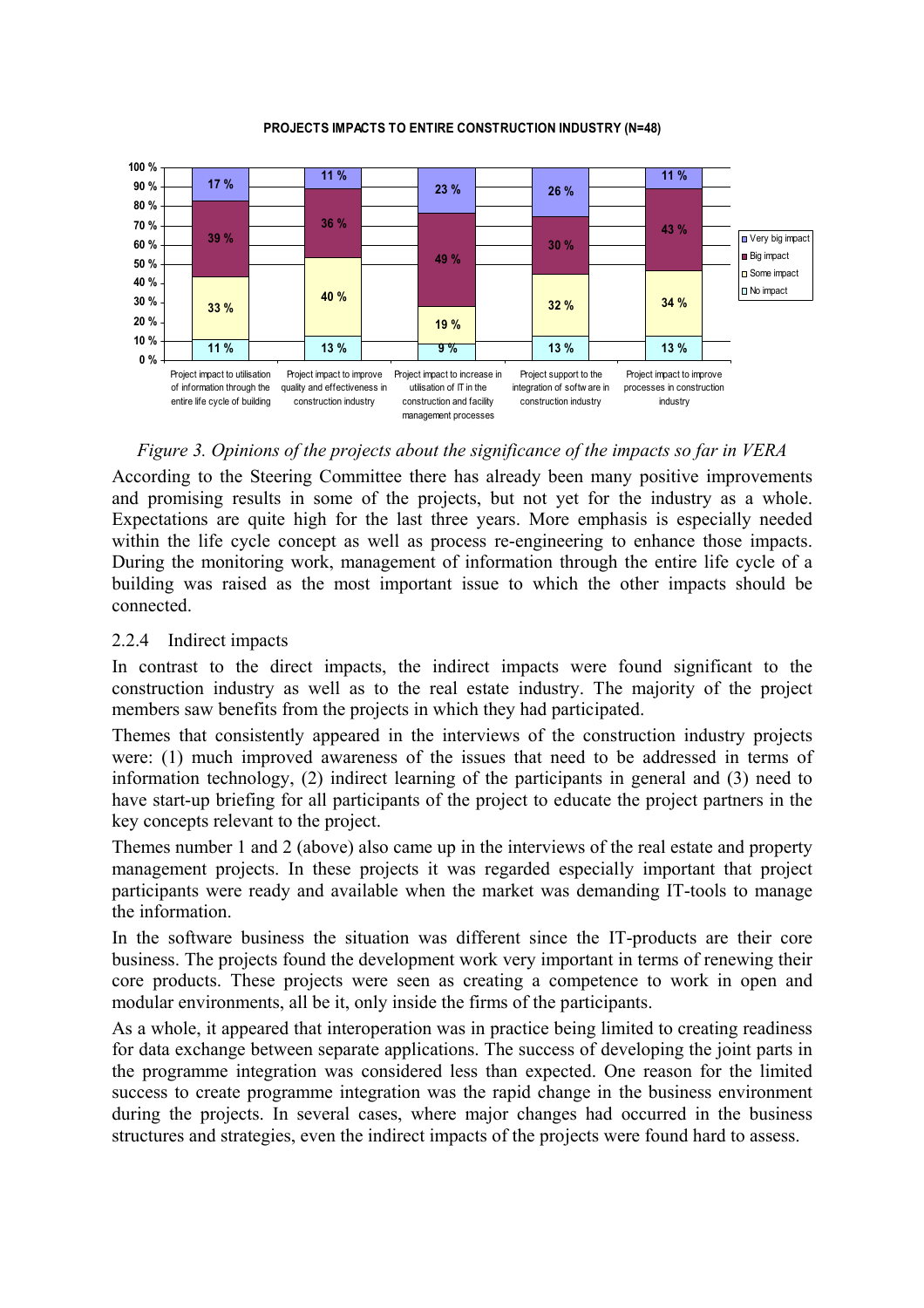PROJECTS IMPACTS TO ENTIRE CONSTRUCTION INDUSTRY (N=48)

100 %
90 %
80 %
70 %
60 %
50 %
40 %
30 %
20 %
10 %
0 %

Project impact to utilisation of information through the entire life cycle of building: 17 %, 39 %, 33 %, 11 %

Project impact to improve quality and effectiveness in construction industry: 11 %, 36 %, 40 %, 13 %

Project impact to increase in utilisation of IT in the construction and facility management processes: 23 %, 49 %, 19 %, 9 %

Project support to the integration of software in construction industry: 26 %, 30 %, 32 %, 13 %

Project impact to improve processes in construction industry: 11 %, 43 %, 34 %, 13 %

Very big impact
Big impact
Some impact
No impact

*Figure 3. Opinions of the projects about the significance of the impacts so far in VERA*

According to the Steering Committee there has already been many positive improvements and promising results in some of the projects, but not yet for the industry as a whole. Expectations are quite high for the last three years. More emphasis is especially needed within the life cycle concept as well as process re-engineering to enhance those impacts. During the monitoring work, management of information through the entire life cycle of a building was raised as the most important issue to which the other impacts should be connected.

### 2.2.4 Indirect impacts

In contrast to the direct impacts, the indirect impacts were found significant to the construction industry as well as to the real estate industry. The majority of the project members saw benefits from the projects in which they had participated.

Themes that consistently appeared in the interviews of the construction industry projects were: (1) much improved awareness of the issues that need to be addressed in terms of information technology, (2) indirect learning of the participants in general and (3) need to have start-up briefing for all participants of the project to educate the project partners in the key concepts relevant to the project.

Themes number 1 and 2 (above) also came up in the interviews of the real estate and property management projects. In these projects it was regarded especially important that project participants were ready and available when the market was demanding IT-tools to manage the information.

In the software business the situation was different since the IT-products are their core business. The projects found the development work very important in terms of renewing their core products. These projects were seen as creating a competence to work in open and modular environments, all be it, only inside the firms of the participants.

As a whole, it appeared that interoperation was in practice being limited to creating readiness for data exchange between separate applications. The success of developing the joint parts in the programme integration was considered less than expected. One reason for the limited success to create programme integration was the rapid change in the business environment during the projects. In several cases, where major changes had occurred in the business structures and strategies, even the indirect impacts of the projects were found hard to assess.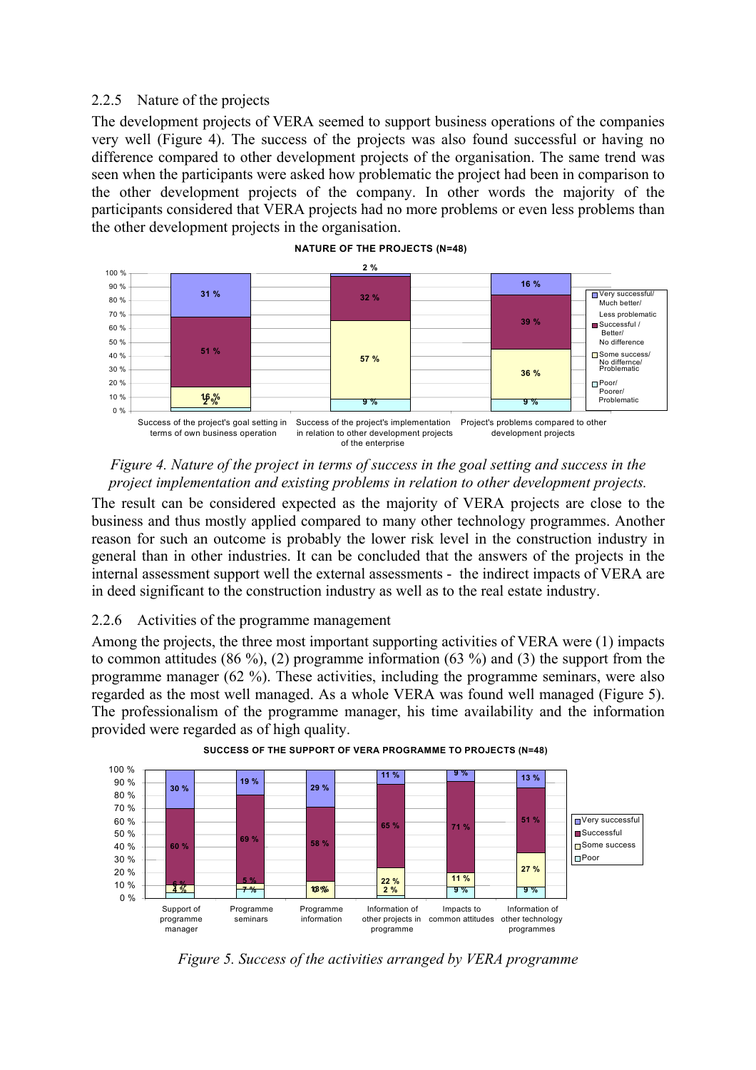### 2.2.5 Nature of the projects

The development projects of VERA seemed to support business operations of the companies very well (Figure 4). The success of the projects was also found successful or having no difference compared to other development projects of the organisation. The same trend was seen when the participants were asked how problematic the project had been in comparison to the other development projects of the company. In other words the majority of the participants considered that VERA projects had no more problems or even less problems than the other development projects in the organisation.

*Figure 4. Nature of the project in terms of success in the goal setting and success in the project implementation and existing problems in relation to other development projects.*

The result can be considered expected as the majority of VERA projects are close to the business and thus mostly applied compared to many other technology programmes. Another reason for such an outcome is probably the lower risk level in the construction industry in general than in other industries. It can be concluded that the answers of the projects in the internal assessment support well the external assessments - the indirect impacts of VERA are in deed significant to the construction industry as well as to the real estate industry.

### 2.2.6 Activities of the programme management

Among the projects, the three most important supporting activities of VERA were (1) impacts to common attitudes (86 %), (2) programme information (63 %) and (3) the support from the programme manager (62 %). These activities, including the programme seminars, were also regarded as the most well managed. As a whole VERA was found well managed (Figure 5). The professionalism of the programme manager, his time availability and the information provided were regarded as of high quality.

*Figure 5. Success of the activities arranged by VERA programme*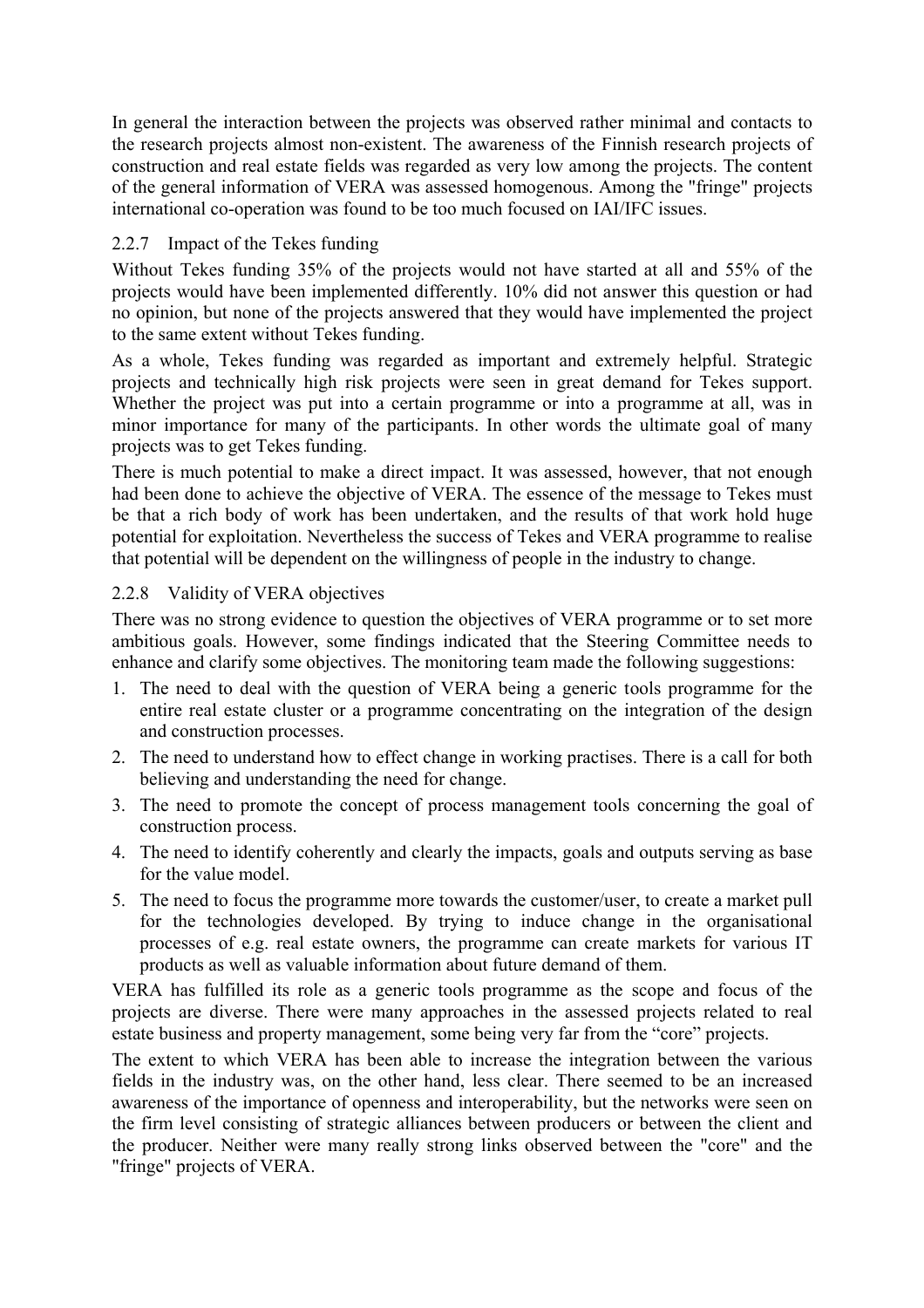In general the interaction between the projects was observed rather minimal and contacts to the research projects almost non-existent. The awareness of the Finnish research projects of construction and real estate fields was regarded as very low among the projects. The content of the general information of VERA was assessed homogenous. Among the "fringe" projects international co-operation was found to be too much focused on IAI/IFC issues.

### 2.2.7 Impact of the Tekes funding

Without Tekes funding 35% of the projects would not have started at all and 55% of the projects would have been implemented differently. 10% did not answer this question or had no opinion, but none of the projects answered that they would have implemented the project to the same extent without Tekes funding.

As a whole, Tekes funding was regarded as important and extremely helpful. Strategic projects and technically high risk projects were seen in great demand for Tekes support. Whether the project was put into a certain programme or into a programme at all, was in minor importance for many of the participants. In other words the ultimate goal of many projects was to get Tekes funding.

There is much potential to make a direct impact. It was assessed, however, that not enough had been done to achieve the objective of VERA. The essence of the message to Tekes must be that a rich body of work has been undertaken, and the results of that work hold huge potential for exploitation. Nevertheless the success of Tekes and VERA programme to realise that potential will be dependent on the willingness of people in the industry to change.

### 2.2.8 Validity of VERA objectives

There was no strong evidence to question the objectives of VERA programme or to set more ambitious goals. However, some findings indicated that the Steering Committee needs to enhance and clarify some objectives. The monitoring team made the following suggestions:

1. The need to deal with the question of VERA being a generic tools programme for the entire real estate cluster or a programme concentrating on the integration of the design and construction processes.
2. The need to understand how to effect change in working practises. There is a call for both believing and understanding the need for change.
3. The need to promote the concept of process management tools concerning the goal of construction process.
4. The need to identify coherently and clearly the impacts, goals and outputs serving as base for the value model.
5. The need to focus the programme more towards the customer/user, to create a market pull for the technologies developed. By trying to induce change in the organisational processes of e.g. real estate owners, the programme can create markets for various IT products as well as valuable information about future demand of them.

VERA has fulfilled its role as a generic tools programme as the scope and focus of the projects are diverse. There were many approaches in the assessed projects related to real estate business and property management, some being very far from the "core" projects.

The extent to which VERA has been able to increase the integration between the various fields in the industry was, on the other hand, less clear. There seemed to be an increased awareness of the importance of openness and interoperability, but the networks were seen on the firm level consisting of strategic alliances between producers or between the client and the producer. Neither were many really strong links observed between the "core" and the "fringe" projects of VERA.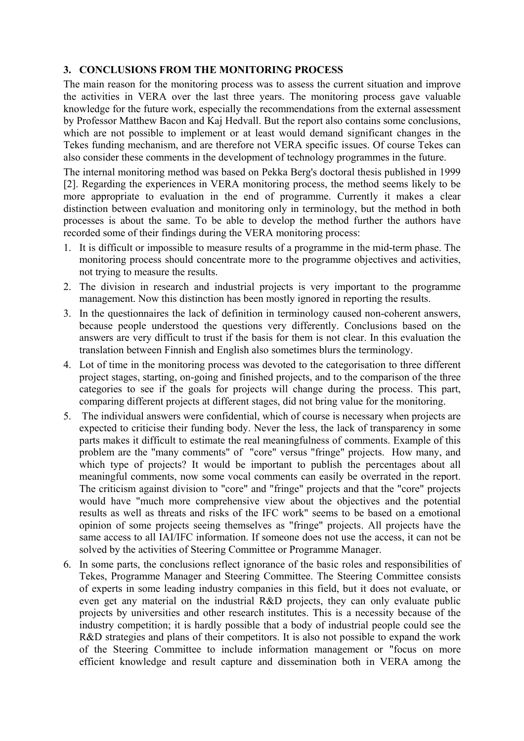## 3. CONCLUSIONS FROM THE MONITORING PROCESS

The main reason for the monitoring process was to assess the current situation and improve the activities in VERA over the last three years. The monitoring process gave valuable knowledge for the future work, especially the recommendations from the external assessment by Professor Matthew Bacon and Kaj Hedvall. But the report also contains some conclusions, which are not possible to implement or at least would demand significant changes in the Tekes funding mechanism, and are therefore not VERA specific issues. Of course Tekes can also consider these comments in the development of technology programmes in the future.

The internal monitoring method was based on Pekka Berg's doctoral thesis published in 1999 [2]. Regarding the experiences in VERA monitoring process, the method seems likely to be more appropriate to evaluation in the end of programme. Currently it makes a clear distinction between evaluation and monitoring only in terminology, but the method in both processes is about the same. To be able to develop the method further the authors have recorded some of their findings during the VERA monitoring process:

1. It is difficult or impossible to measure results of a programme in the mid-term phase. The monitoring process should concentrate more to the programme objectives and activities, not trying to measure the results.
2. The division in research and industrial projects is very important to the programme management. Now this distinction has been mostly ignored in reporting the results.
3. In the questionnaires the lack of definition in terminology caused non-coherent answers, because people understood the questions very differently. Conclusions based on the answers are very difficult to trust if the basis for them is not clear. In this evaluation the translation between Finnish and English also sometimes blurs the terminology.
4. Lot of time in the monitoring process was devoted to the categorisation to three different project stages, starting, on-going and finished projects, and to the comparison of the three categories to see if the goals for projects will change during the process. This part, comparing different projects at different stages, did not bring value for the monitoring.
5. The individual answers were confidential, which of course is necessary when projects are expected to criticise their funding body. Never the less, the lack of transparency in some parts makes it difficult to estimate the real meaningfulness of comments. Example of this problem are the "many comments" of "core" versus "fringe" projects. How many, and which type of projects? It would be important to publish the percentages about all meaningful comments, now some vocal comments can easily be overrated in the report. The criticism against division to "core" and "fringe" projects and that the "core" projects would have "much more comprehensive view about the objectives and the potential results as well as threats and risks of the IFC work" seems to be based on a emotional opinion of some projects seeing themselves as "fringe" projects. All projects have the same access to all IAI/IFC information. If someone does not use the access, it can not be solved by the activities of Steering Committee or Programme Manager.
6. In some parts, the conclusions reflect ignorance of the basic roles and responsibilities of Tekes, Programme Manager and Steering Committee. The Steering Committee consists of experts in some leading industry companies in this field, but it does not evaluate, or even get any material on the industrial R&D projects, they can only evaluate public projects by universities and other research institutes. This is a necessity because of the industry competition; it is hardly possible that a body of industrial people could see the R&D strategies and plans of their competitors. It is also not possible to expand the work of the Steering Committee to include information management or "focus on more efficient knowledge and result capture and dissemination both in VERA among the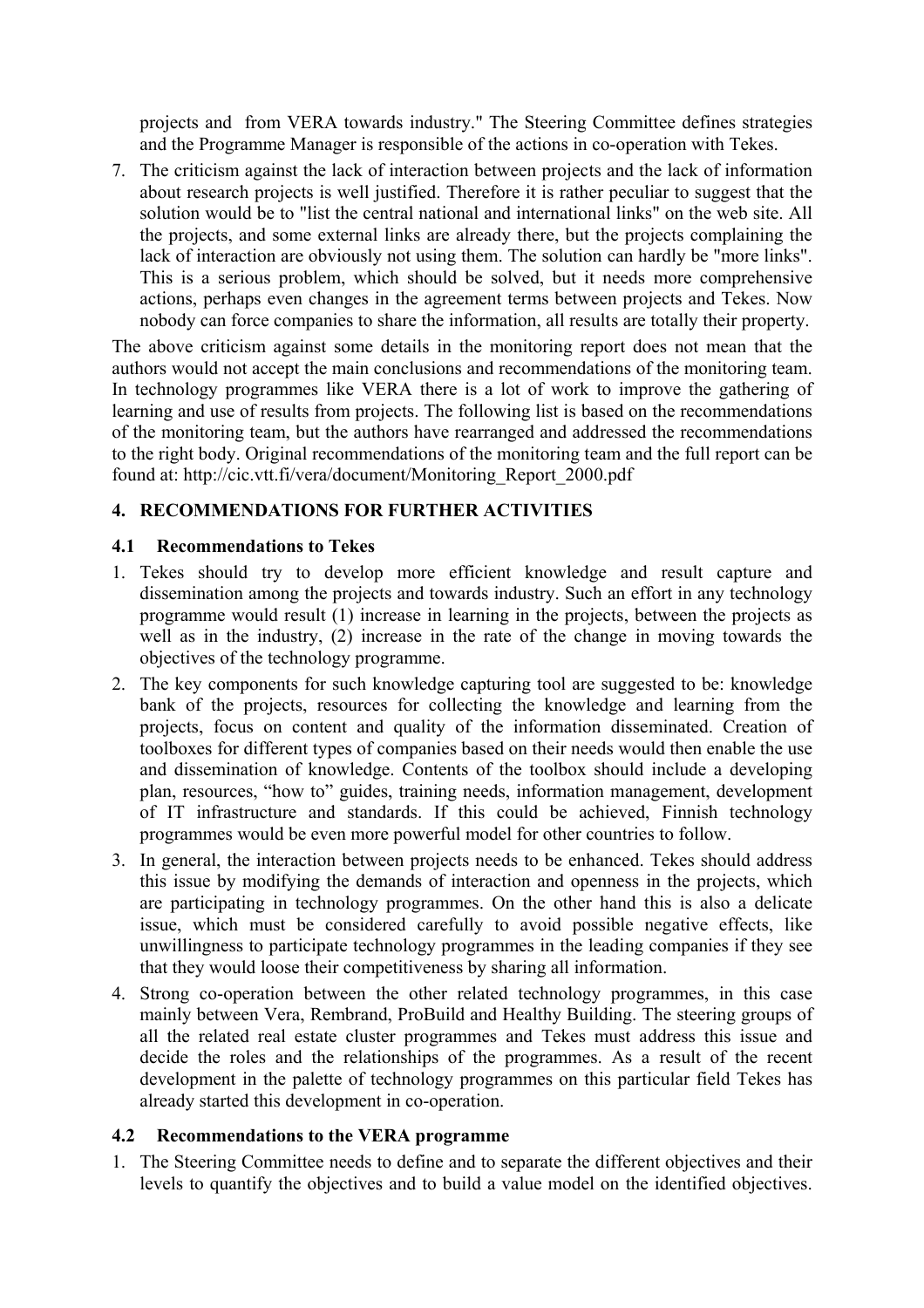projects and from VERA towards industry." The Steering Committee defines strategies and the Programme Manager is responsible of the actions in co-operation with Tekes.

7. The criticism against the lack of interaction between projects and the lack of information about research projects is well justified. Therefore it is rather peculiar to suggest that the solution would be to "list the central national and international links" on the web site. All the projects, and some external links are already there, but the projects complaining the lack of interaction are obviously not using them. The solution can hardly be "more links". This is a serious problem, which should be solved, but it needs more comprehensive actions, perhaps even changes in the agreement terms between projects and Tekes. Now nobody can force companies to share the information, all results are totally their property.

The above criticism against some details in the monitoring report does not mean that the authors would not accept the main conclusions and recommendations of the monitoring team. In technology programmes like VERA there is a lot of work to improve the gathering of learning and use of results from projects. The following list is based on the recommendations of the monitoring team, but the authors have rearranged and addressed the recommendations to the right body. Original recommendations of the monitoring team and the full report can be found at: http://cic.vtt.fi/vera/document/Monitoring_Report_2000.pdf

## 4. RECOMMENDATIONS FOR FURTHER ACTIVITIES

### 4.1 Recommendations to Tekes

1. Tekes should try to develop more efficient knowledge and result capture and dissemination among the projects and towards industry. Such an effort in any technology programme would result (1) increase in learning in the projects, between the projects as well as in the industry, (2) increase in the rate of the change in moving towards the objectives of the technology programme.
2. The key components for such knowledge capturing tool are suggested to be: knowledge bank of the projects, resources for collecting the knowledge and learning from the projects, focus on content and quality of the information disseminated. Creation of toolboxes for different types of companies based on their needs would then enable the use and dissemination of knowledge. Contents of the toolbox should include a developing plan, resources, "how to" guides, training needs, information management, development of IT infrastructure and standards. If this could be achieved, Finnish technology programmes would be even more powerful model for other countries to follow.
3. In general, the interaction between projects needs to be enhanced. Tekes should address this issue by modifying the demands of interaction and openness in the projects, which are participating in technology programmes. On the other hand this is also a delicate issue, which must be considered carefully to avoid possible negative effects, like unwillingness to participate technology programmes in the leading companies if they see that they would loose their competitiveness by sharing all information.
4. Strong co-operation between the other related technology programmes, in this case mainly between Vera, Rembrand, ProBuild and Healthy Building. The steering groups of all the related real estate cluster programmes and Tekes must address this issue and decide the roles and the relationships of the programmes. As a result of the recent development in the palette of technology programmes on this particular field Tekes has already started this development in co-operation.

### 4.2 Recommendations to the VERA programme

1. The Steering Committee needs to define and to separate the different objectives and their levels to quantify the objectives and to build a value model on the identified objectives.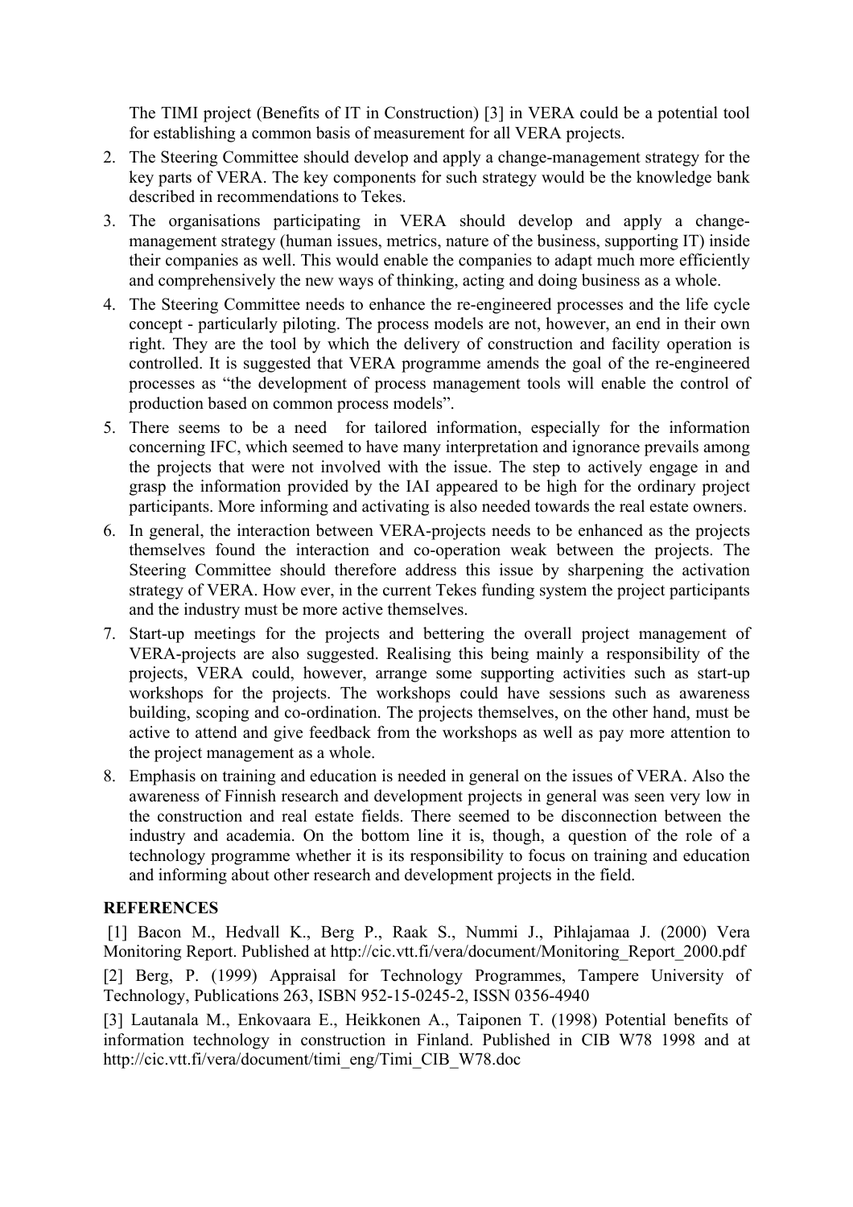The TIMI project (Benefits of IT in Construction) [3] in VERA could be a potential tool for establishing a common basis of measurement for all VERA projects.

2. The Steering Committee should develop and apply a change-management strategy for the key parts of VERA. The key components for such strategy would be the knowledge bank described in recommendations to Tekes.
3. The organisations participating in VERA should develop and apply a change-management strategy (human issues, metrics, nature of the business, supporting IT) inside their companies as well. This would enable the companies to adapt much more efficiently and comprehensively the new ways of thinking, acting and doing business as a whole.
4. The Steering Committee needs to enhance the re-engineered processes and the life cycle concept - particularly piloting. The process models are not, however, an end in their own right. They are the tool by which the delivery of construction and facility operation is controlled. It is suggested that VERA programme amends the goal of the re-engineered processes as "the development of process management tools will enable the control of production based on common process models".
5. There seems to be a need for tailored information, especially for the information concerning IFC, which seemed to have many interpretation and ignorance prevails among the projects that were not involved with the issue. The step to actively engage in and grasp the information provided by the IAI appeared to be high for the ordinary project participants. More informing and activating is also needed towards the real estate owners.
6. In general, the interaction between VERA-projects needs to be enhanced as the projects themselves found the interaction and co-operation weak between the projects. The Steering Committee should therefore address this issue by sharpening the activation strategy of VERA. How ever, in the current Tekes funding system the project participants and the industry must be more active themselves.
7. Start-up meetings for the projects and bettering the overall project management of VERA-projects are also suggested. Realising this being mainly a responsibility of the projects, VERA could, however, arrange some supporting activities such as start-up workshops for the projects. The workshops could have sessions such as awareness building, scoping and co-ordination. The projects themselves, on the other hand, must be active to attend and give feedback from the workshops as well as pay more attention to the project management as a whole.
8. Emphasis on training and education is needed in general on the issues of VERA. Also the awareness of Finnish research and development projects in general was seen very low in the construction and real estate fields. There seemed to be disconnection between the industry and academia. On the bottom line it is, though, a question of the role of a technology programme whether it is its responsibility to focus on training and education and informing about other research and development projects in the field.

## REFERENCES

[1] Bacon M., Hedvall K., Berg P., Raak S., Nummi J., Pihlajamaa J. (2000) Vera Monitoring Report. Published at http://cic.vtt.fi/vera/document/Monitoring_Report_2000.pdf

[2] Berg, P. (1999) Appraisal for Technology Programmes, Tampere University of Technology, Publications 263, ISBN 952-15-0245-2, ISSN 0356-4940

[3] Lautanala M., Enkovaara E., Heikkonen A., Taiponen T. (1998) Potential benefits of information technology in construction in Finland. Published in CIB W78 1998 and at http://cic.vtt.fi/vera/document/timi_eng/Timi_CIB_W78.doc